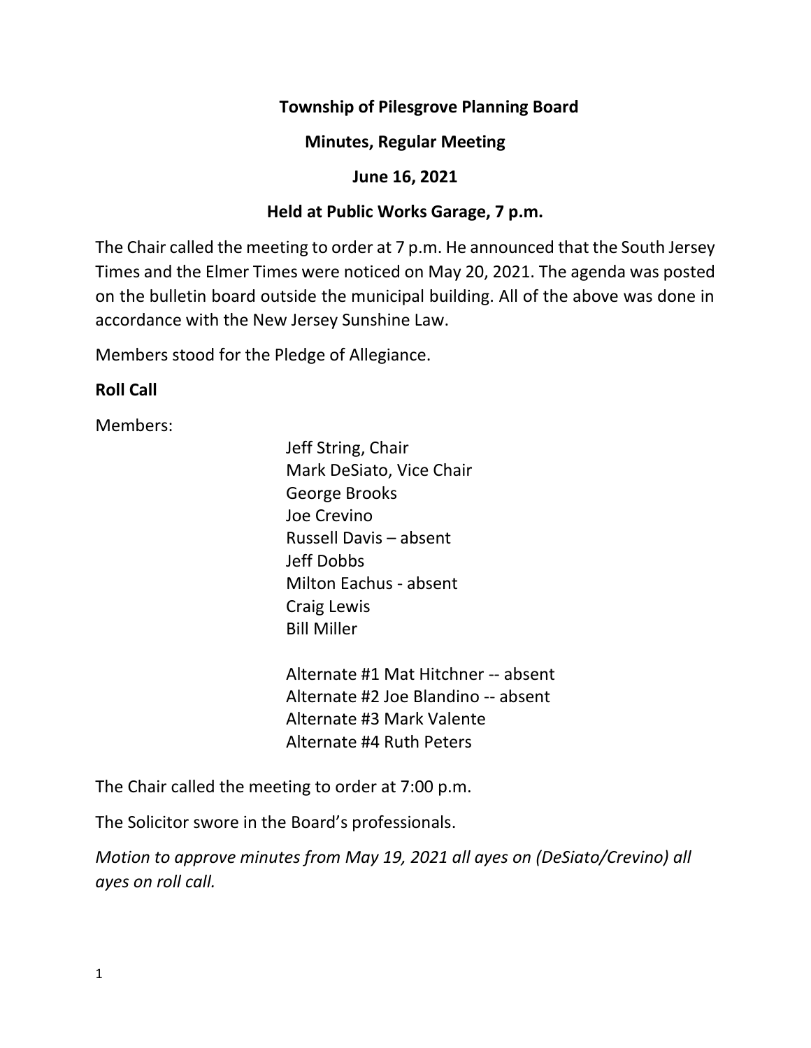# Township of Pilesgrove Planning Board

## Minutes, Regular Meeting

## June 16, 2021

## Held at Public Works Garage, 7 p.m.

The Chair called the meeting to order at 7 p.m. He announced that the South Jersey Times and the Elmer Times were noticed on May 20, 2021. The agenda was posted on the bulletin board outside the municipal building. All of the above was done in accordance with the New Jersey Sunshine Law.

Members stood for the Pledge of Allegiance.

**Roll Call**

Members:

Jeff String, Chair
Mark DeSiato, Vice Chair
George Brooks
Joe Crevino
Russell Davis – absent
Jeff Dobbs
Milton Eachus - absent
Craig Lewis
Bill Miller

Alternate #1 Mat Hitchner -- absent
Alternate #2 Joe Blandino -- absent
Alternate #3 Mark Valente
Alternate #4 Ruth Peters

The Chair called the meeting to order at 7:00 p.m.

The Solicitor swore in the Board's professionals.

*Motion to approve minutes from May 19, 2021 all ayes on (DeSiato/Crevino) all ayes on roll call.*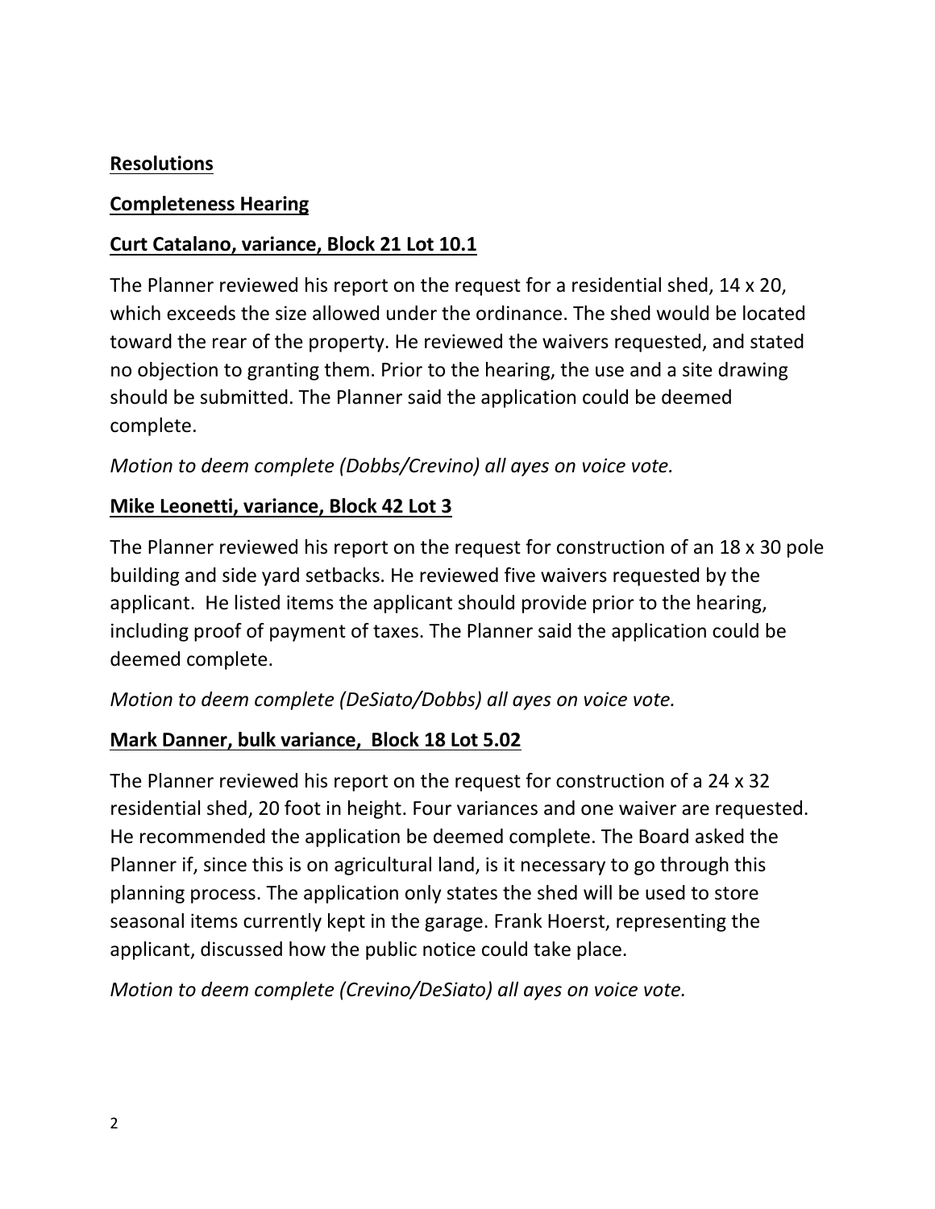**Resolutions**

**Completeness Hearing**

**Curt Catalano, variance, Block 21 Lot 10.1**

The Planner reviewed his report on the request for a residential shed, 14 x 20, which exceeds the size allowed under the ordinance. The shed would be located toward the rear of the property. He reviewed the waivers requested, and stated no objection to granting them. Prior to the hearing, the use and a site drawing should be submitted. The Planner said the application could be deemed complete.

*Motion to deem complete (Dobbs/Crevino) all ayes on voice vote.*

**Mike Leonetti, variance, Block 42 Lot 3**

The Planner reviewed his report on the request for construction of an 18 x 30 pole building and side yard setbacks. He reviewed five waivers requested by the applicant. He listed items the applicant should provide prior to the hearing, including proof of payment of taxes. The Planner said the application could be deemed complete.

*Motion to deem complete (DeSiato/Dobbs) all ayes on voice vote.*

**Mark Danner, bulk variance, Block 18 Lot 5.02**

The Planner reviewed his report on the request for construction of a 24 x 32 residential shed, 20 foot in height. Four variances and one waiver are requested. He recommended the application be deemed complete. The Board asked the Planner if, since this is on agricultural land, is it necessary to go through this planning process. The application only states the shed will be used to store seasonal items currently kept in the garage. Frank Hoerst, representing the applicant, discussed how the public notice could take place.

*Motion to deem complete (Crevino/DeSiato) all ayes on voice vote.*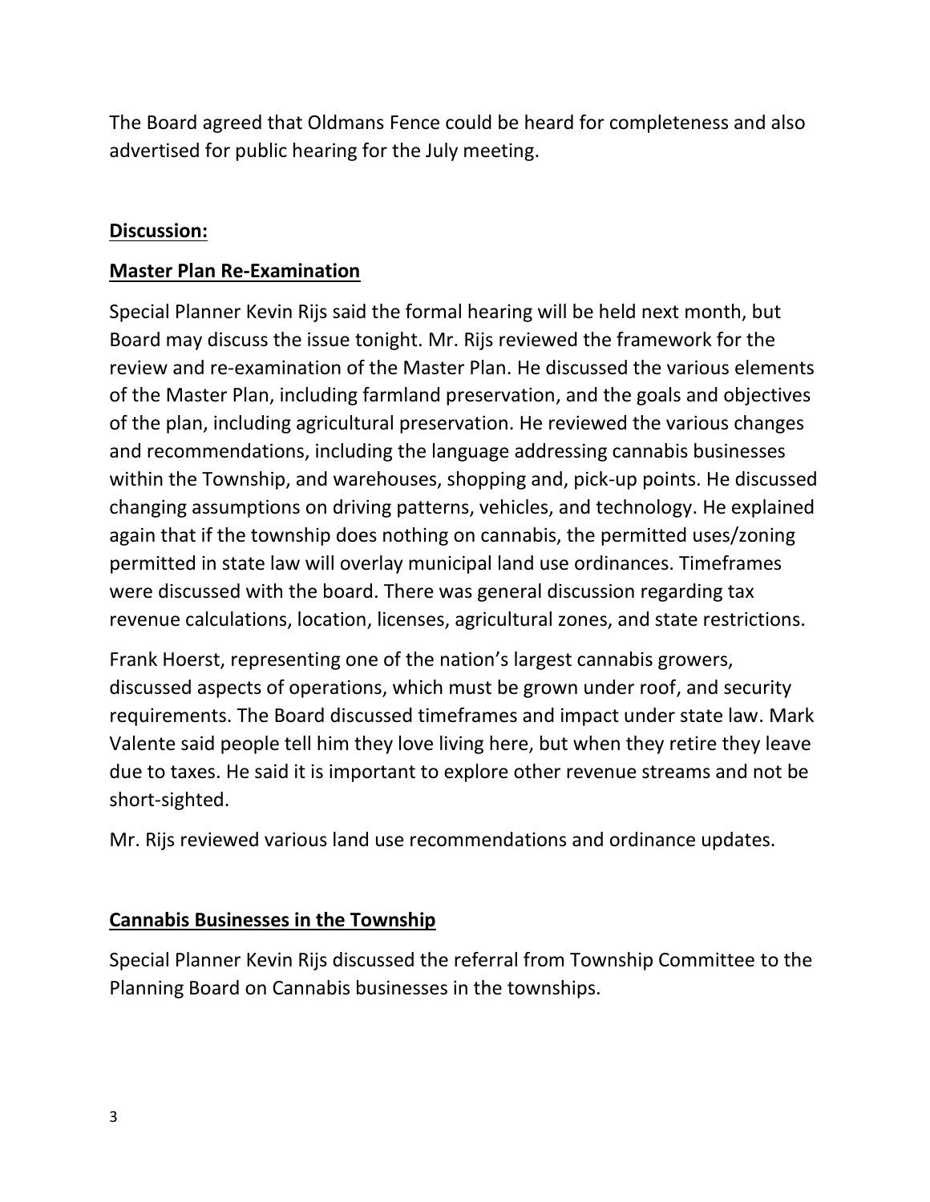The Board agreed that Oldmans Fence could be heard for completeness and also advertised for public hearing for the July meeting.

## **Discussion:**

### **Master Plan Re-Examination**

Special Planner Kevin Rijs said the formal hearing will be held next month, but Board may discuss the issue tonight. Mr. Rijs reviewed the framework for the review and re-examination of the Master Plan. He discussed the various elements of the Master Plan, including farmland preservation, and the goals and objectives of the plan, including agricultural preservation. He reviewed the various changes and recommendations, including the language addressing cannabis businesses within the Township, and warehouses, shopping and, pick-up points. He discussed changing assumptions on driving patterns, vehicles, and technology. He explained again that if the township does nothing on cannabis, the permitted uses/zoning permitted in state law will overlay municipal land use ordinances. Timeframes were discussed with the board. There was general discussion regarding tax revenue calculations, location, licenses, agricultural zones, and state restrictions.

Frank Hoerst, representing one of the nation's largest cannabis growers, discussed aspects of operations, which must be grown under roof, and security requirements. The Board discussed timeframes and impact under state law. Mark Valente said people tell him they love living here, but when they retire they leave due to taxes. He said it is important to explore other revenue streams and not be short-sighted.

Mr. Rijs reviewed various land use recommendations and ordinance updates.

### **Cannabis Businesses in the Township**

Special Planner Kevin Rijs discussed the referral from Township Committee to the Planning Board on Cannabis businesses in the townships.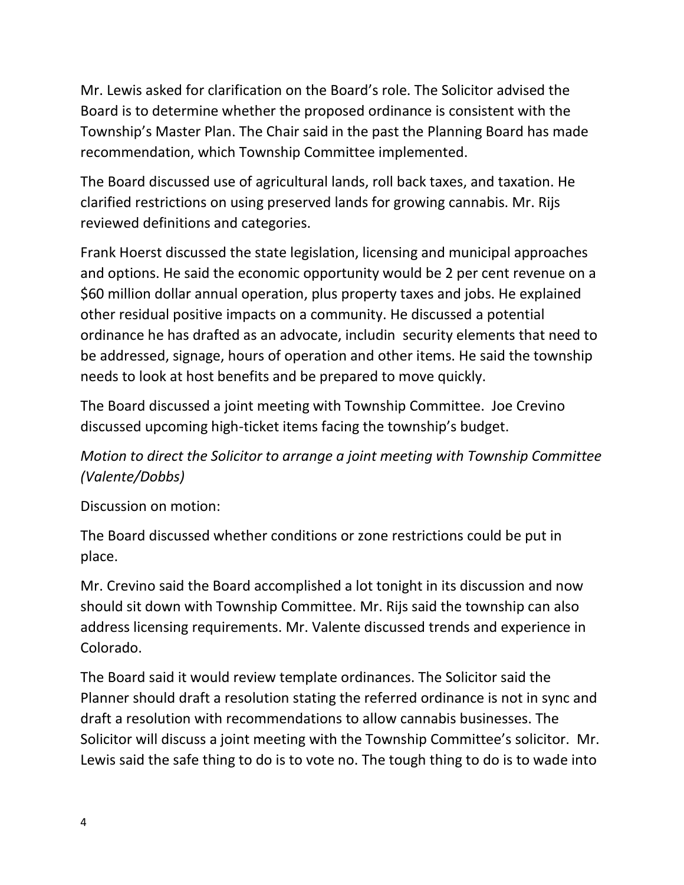Mr. Lewis asked for clarification on the Board's role. The Solicitor advised the Board is to determine whether the proposed ordinance is consistent with the Township's Master Plan. The Chair said in the past the Planning Board has made recommendation, which Township Committee implemented.

The Board discussed use of agricultural lands, roll back taxes, and taxation. He clarified restrictions on using preserved lands for growing cannabis. Mr. Rijs reviewed definitions and categories.

Frank Hoerst discussed the state legislation, licensing and municipal approaches and options. He said the economic opportunity would be 2 per cent revenue on a $60 million dollar annual operation, plus property taxes and jobs. He explained other residual positive impacts on a community. He discussed a potential ordinance he has drafted as an advocate, includin security elements that need to be addressed, signage, hours of operation and other items. He said the township needs to look at host benefits and be prepared to move quickly.

The Board discussed a joint meeting with Township Committee. Joe Crevino discussed upcoming high-ticket items facing the township's budget.

*Motion to direct the Solicitor to arrange a joint meeting with Township Committee (Valente/Dobbs)*

Discussion on motion:

The Board discussed whether conditions or zone restrictions could be put in place.

Mr. Crevino said the Board accomplished a lot tonight in its discussion and now should sit down with Township Committee. Mr. Rijs said the township can also address licensing requirements. Mr. Valente discussed trends and experience in Colorado.

The Board said it would review template ordinances. The Solicitor said the Planner should draft a resolution stating the referred ordinance is not in sync and draft a resolution with recommendations to allow cannabis businesses. The Solicitor will discuss a joint meeting with the Township Committee's solicitor. Mr. Lewis said the safe thing to do is to vote no. The tough thing to do is to wade into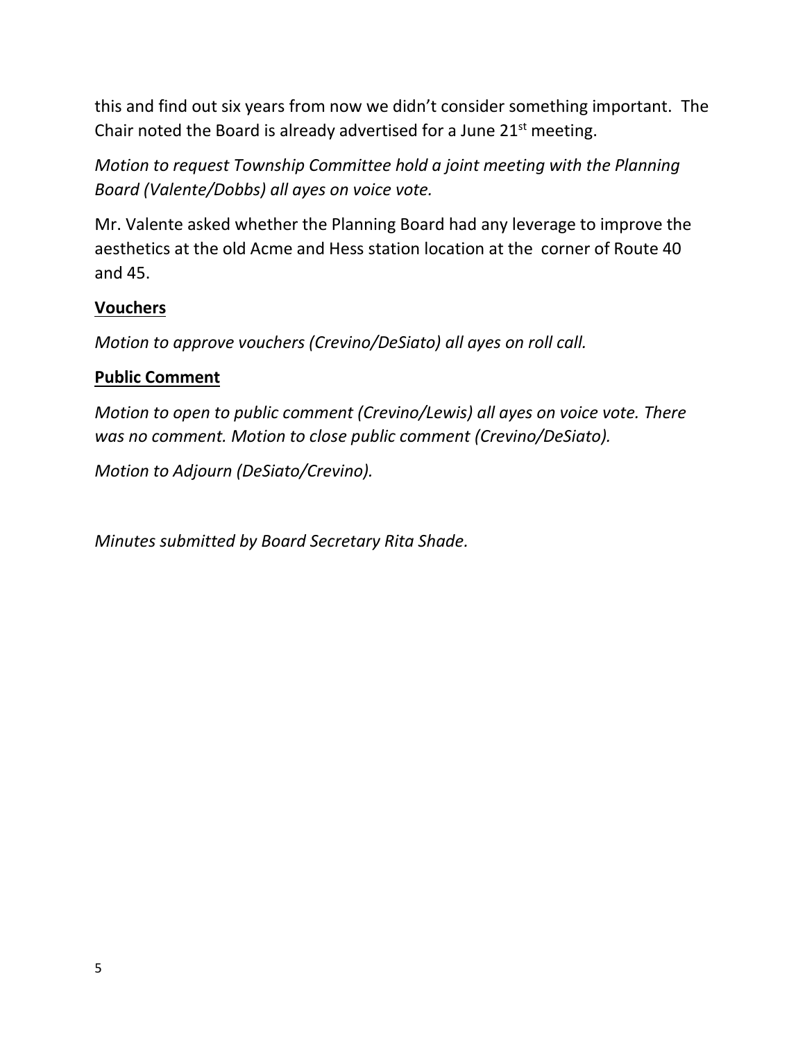this and find out six years from now we didn't consider something important. The Chair noted the Board is already advertised for a June 21st meeting.

*Motion to request Township Committee hold a joint meeting with the Planning Board (Valente/Dobbs) all ayes on voice vote.*

Mr. Valente asked whether the Planning Board had any leverage to improve the aesthetics at the old Acme and Hess station location at the corner of Route 40 and 45.

**Vouchers**

*Motion to approve vouchers (Crevino/DeSiato) all ayes on roll call.*

**Public Comment**

*Motion to open to public comment (Crevino/Lewis) all ayes on voice vote. There was no comment. Motion to close public comment (Crevino/DeSiato).*

*Motion to Adjourn (DeSiato/Crevino).*

*Minutes submitted by Board Secretary Rita Shade.*